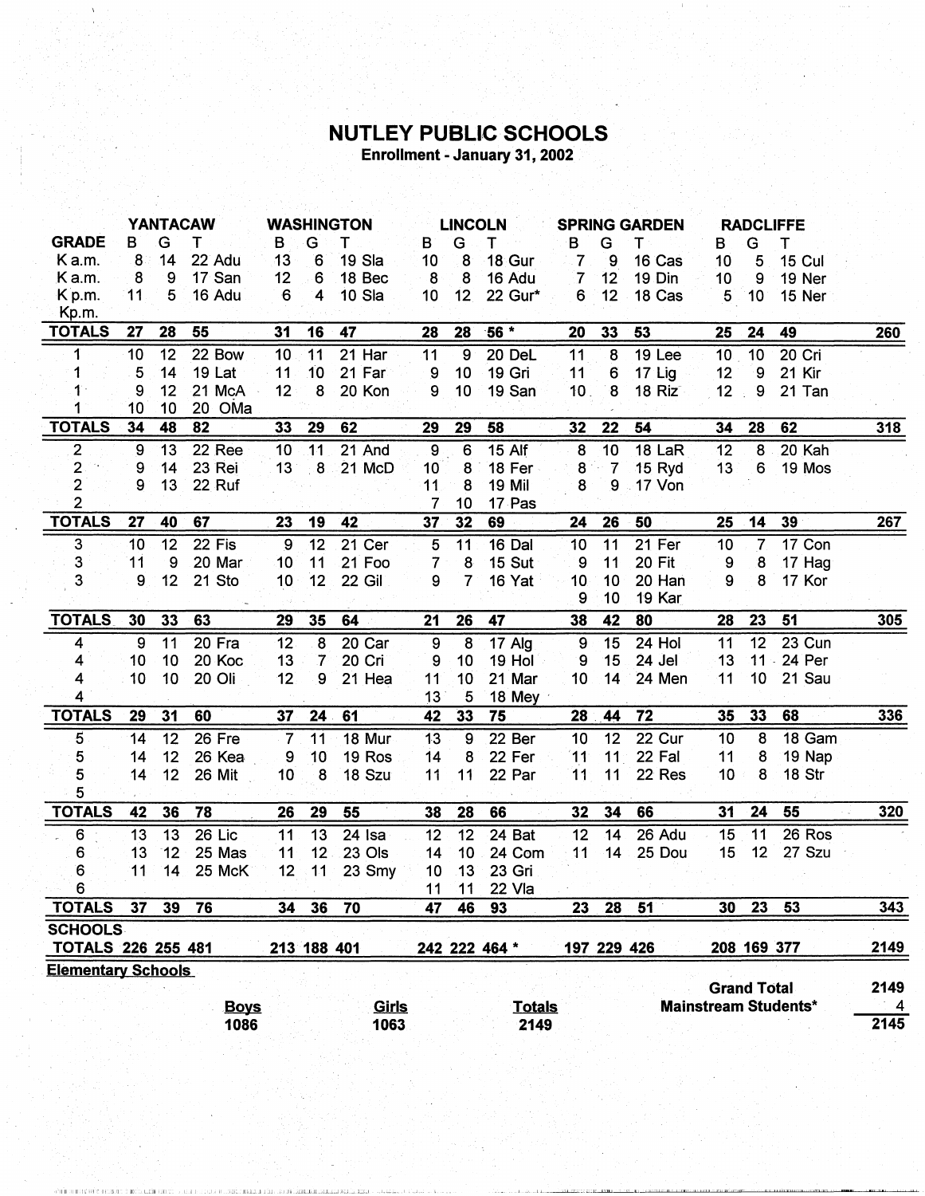# NUTLEY PUBLIC SCHOOLS

**Enrollment - January 31, 2002**

| GRADE | YANTACAW B | G | T | | WASHINGTON B | G | T | | LINCOLN B | G | T | | SPRING GARDEN B | G | T | | RADCLIFFE B | G | T | | |
|---|---|---|---|---|---|---|---|---|---|---|---|---|---|---|---|---|---|---|---|---|---|
| K a.m. | 8 | 14 | 22 | Adu | 13 | 6 | 19 | Sla | 10 | 8 | 18 | Gur | 7 | 9 | 16 | Cas | 10 | 5 | 15 | Cul | |
| K a.m. | 8 | 9 | 17 | San | 12 | 6 | 18 | Bec | 8 | 8 | 16 | Adu | 7 | 12 | 19 | Din | 10 | 9 | 19 | Ner | |
| K p.m. | 11 | 5 | 16 | Adu | 6 | 4 | 10 | Sla | 10 | 12 | 22 | Gur* | 6 | 12 | 18 | Cas | 5 | 10 | 15 | Ner | |
| Kp.m. | | | | | | | | | | | | | | | | | | | | | |
| **TOTALS** | **27** | **28** | **55** | | **31** | **16** | **47** | | **28** | **28** | **56 *** | | **20** | **33** | **53** | | **25** | **24** | **49** | | **260** |
| 1 | 10 | 12 | 22 | Bow | 10 | 11 | 21 | Har | 11 | 9 | 20 | DeL | 11 | 8 | 19 | Lee | 10 | 10 | 20 | Cri | |
| 1 | 5 | 14 | 19 | Lat | 11 | 10 | 21 | Far | 9 | 10 | 19 | Gri | 11 | 6 | 17 | Lig | 12 | 9 | 21 | Kir | |
| 1 | 9 | 12 | 21 | McA | 12 | 8 | 20 | Kon | 9 | 10 | 19 | San | 10 | 8 | 18 | Riz | 12 | 9 | 21 | Tan | |
| 1 | 10 | 10 | 20 | OMa | | | | | | | | | | | | | | | | | |
| **TOTALS** | **34** | **48** | **82** | | **33** | **29** | **62** | | **29** | **29** | **58** | | **32** | **22** | **54** | | **34** | **28** | **62** | | **318** |
| 2 | 9 | 13 | 22 | Ree | 10 | 11 | 21 | And | 9 | 6 | 15 | Alf | 8 | 10 | 18 | LaR | 12 | 8 | 20 | Kah | |
| 2 | 9 | 14 | 23 | Rei | 13 | 8 | 21 | McD | 10 | 8 | 18 | Fer | 8 | 7 | 15 | Ryd | 13 | 6 | 19 | Mos | |
| 2 | 9 | 13 | 22 | Ruf | | | | | 11 | 8 | 19 | Mil | 8 | 9 | 17 | Von | | | | | |
| 2 | | | | | | | | | 7 | 10 | 17 | Pas | | | | | | | | | |
| **TOTALS** | **27** | **40** | **67** | | **23** | **19** | **42** | | **37** | **32** | **69** | | **24** | **26** | **50** | | **25** | **14** | **39** | | **267** |
| 3 | 10 | 12 | 22 | Fis | 9 | 12 | 21 | Cer | 5 | 11 | 16 | Dal | 10 | 11 | 21 | Fer | 10 | 7 | 17 | Con | |
| 3 | 11 | 9 | 20 | Mar | 10 | 11 | 21 | Foo | 7 | 8 | 15 | Sut | 9 | 11 | 20 | Fit | 9 | 8 | 17 | Hag | |
| 3 | 9 | 12 | 21 | Sto | 10 | 12 | 22 | Gil | 9 | 7 | 16 | Yat | 10 | 10 | 20 | Han | 9 | 8 | 17 | Kor | |
| | | | | | | | | | | | | | 9 | 10 | 19 | Kar | | | | | |
| **TOTALS** | **30** | **33** | **63** | | **29** | **35** | **64** | | **21** | **26** | **47** | | **38** | **42** | **80** | | **28** | **23** | **51** | | **305** |
| 4 | 9 | 11 | 20 | Fra | 12 | 8 | 20 | Car | 9 | 8 | 17 | Alg | 9 | 15 | 24 | Hol | 11 | 12 | 23 | Cun | |
| 4 | 10 | 10 | 20 | Koc | 13 | 7 | 20 | Cri | 9 | 10 | 19 | Hol | 9 | 15 | 24 | Jel | 13 | 11 | 24 | Per | |
| 4 | 10 | 10 | 20 | Oli | 12 | 9 | 21 | Hea | 11 | 10 | 21 | Mar | 10 | 14 | 24 | Men | 11 | 10 | 21 | Sau | |
| 4 | | | | | | | | | 13 | 5 | 18 | Mey | | | | | | | | | |
| **TOTALS** | **29** | **31** | **60** | | **37** | **24** | **61** | | **42** | **33** | **75** | | **28** | **44** | **72** | | **35** | **33** | **68** | | **336** |
| 5 | 14 | 12 | 26 | Fre | 7 | 11 | 18 | Mur | 13 | 9 | 22 | Ber | 10 | 12 | 22 | Cur | 10 | 8 | 18 | Gam | |
| 5 | 14 | 12 | 26 | Kea | 9 | 10 | 19 | Ros | 14 | 8 | 22 | Fer | 11 | 11 | 22 | Fal | 11 | 8 | 19 | Nap | |
| 5 | 14 | 12 | 26 | Mit | 10 | 8 | 18 | Szu | 11 | 11 | 22 | Par | 11 | 11 | 22 | Res | 10 | 8 | 18 | Str | |
| 5 | | | | | | | | | | | | | | | | | | | | | |
| **TOTALS** | **42** | **36** | **78** | | **26** | **29** | **55** | | **38** | **28** | **66** | | **32** | **34** | **66** | | **31** | **24** | **55** | | **320** |
| 6 | 13 | 13 | 26 | Lic | 11 | 13 | 24 | Isa | 12 | 12 | 24 | Bat | 12 | 14 | 26 | Adu | 15 | 11 | 26 | Ros | |
| 6 | 13 | 12 | 25 | Mas | 11 | 12 | 23 | Ols | 14 | 10 | 24 | Com | 11 | 14 | 25 | Dou | 15 | 12 | 27 | Szu | |
| 6 | 11 | 14 | 25 | McK | 12 | 11 | 23 | Smy | 10 | 13 | 23 | Gri | | | | | | | | | |
| 6 | | | | | | | | | 11 | 11 | 22 | Vla | | | | | | | | | |
| **TOTALS** | **37** | **39** | **76** | | **34** | **36** | **70** | | **47** | **46** | **93** | | **23** | **28** | **51** | | **30** | **23** | **53** | | **343** |
| **SCHOOLS TOTALS** | **226** | **255** | **481** | | **213** | **188** | **401** | | **242** | **222** | **464 *** | | **197** | **229** | **426** | | **208** | **169** | **377** | | **2149** |

**Elementary Schools**

| Boys | Girls | Totals |
|---|---|---|
| 1086 | 1063 | 2149 |

| | |
|---|---|
| **Grand Total** | **2149** |
| **Mainstream Students*** | **4** |
| | **2145** |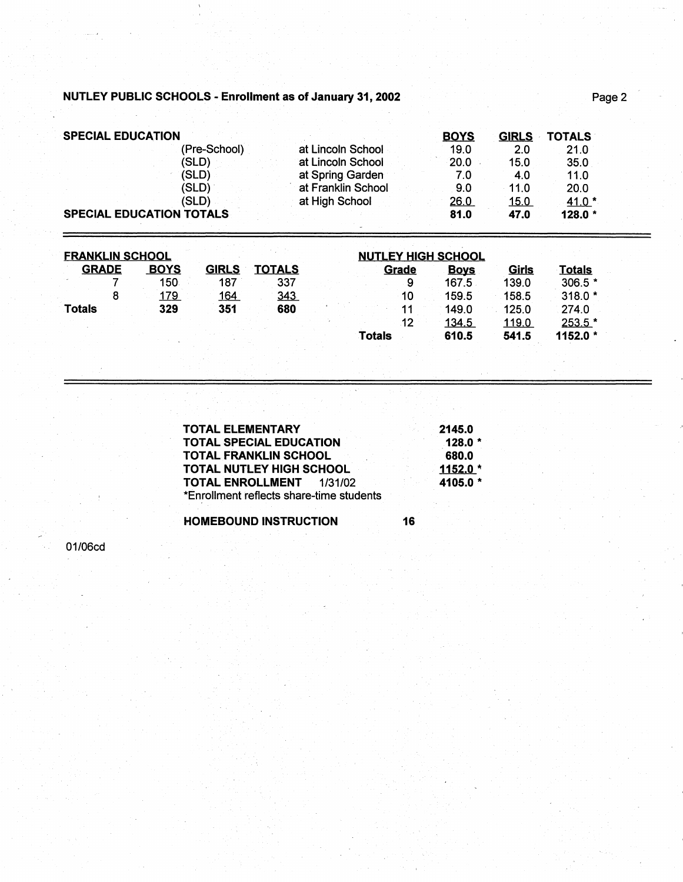## NUTLEY PUBLIC SCHOOLS - Enrollment as of January 31, 2002

| SPECIAL EDUCATION | | | BOYS | GIRLS | TOTALS |
|---|---|---|---|---|---|
| | (Pre-School) | at Lincoln School | 19.0 | 2.0 | 21.0 |
| | (SLD) | at Lincoln School | 20.0 | 15.0 | 35.0 |
| | (SLD) | at Spring Garden | 7.0 | 4.0 | 11.0 |
| | (SLD) | at Franklin School | 9.0 | 11.0 | 20.0 |
| | (SLD) | at High School | 26.0 | 15.0 | 41.0 * |
| **SPECIAL EDUCATION TOTALS** | | | **81.0** | **47.0** | **128.0 *** |

**FRANKLIN SCHOOL**

| GRADE | BOYS | GIRLS | TOTALS |
|---|---|---|---|
| 7 | 150 | 187 | 337 |
| 8 | 179 | 164 | 343 |
| **Totals** | **329** | **351** | **680** |

**NUTLEY HIGH SCHOOL**

| Grade | Boys | Girls | Totals |
|---|---|---|---|
| 9 | 167.5 | 139.0 | 306.5 * |
| 10 | 159.5 | 158.5 | 318.0 * |
| 11 | 149.0 | 125.0 | 274.0 |
| 12 | 134.5 | 119.0 | 253.5 * |
| **Totals** | **610.5** | **541.5** | **1152.0 *** |

| | |
|---|---|
| **TOTAL ELEMENTARY** | **2145.0** |
| **TOTAL SPECIAL EDUCATION** | **128.0 *** |
| **TOTAL FRANKLIN SCHOOL** | **680.0** |
| **TOTAL NUTLEY HIGH SCHOOL** | **1152.0 *** |
| **TOTAL ENROLLMENT** 1/31/02 | **4105.0 *** |

*Enrollment reflects share-time students

**HOMEBOUND INSTRUCTION** **16**

01/06cd